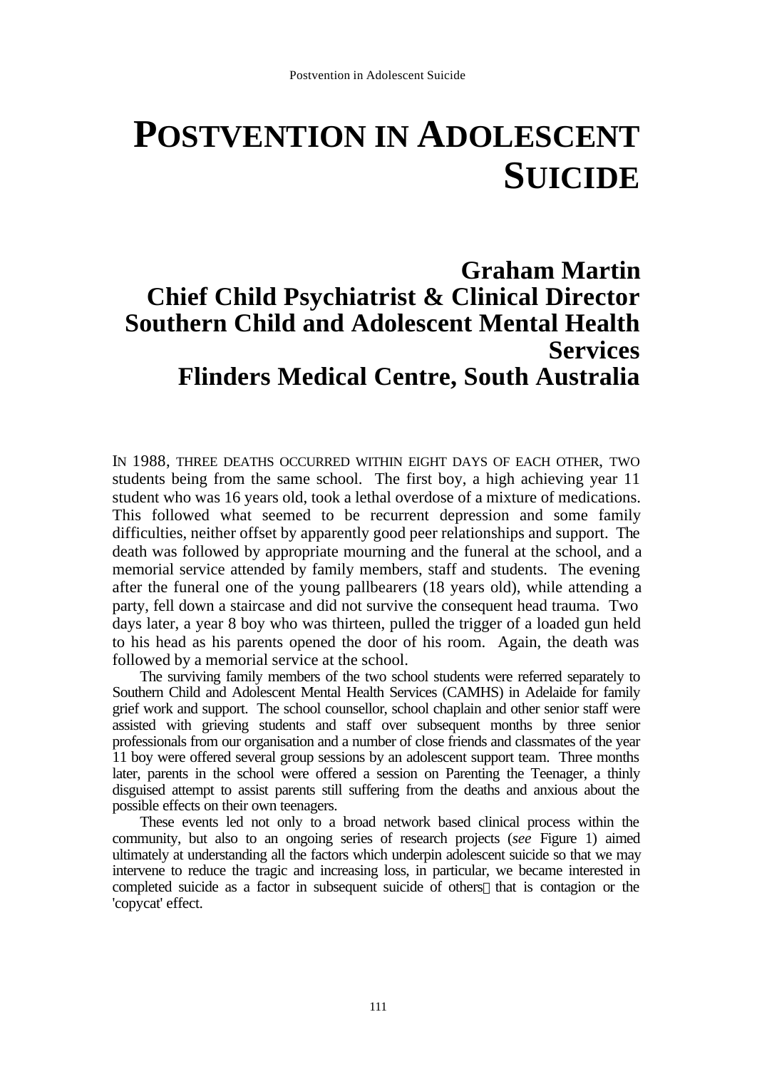# POSTVENTION IN ADOLESCENT SUICIDE

**Graham Martin**
**Chief Child Psychiatrist & Clinical Director**
**Southern Child and Adolescent Mental Health Services**
**Flinders Medical Centre, South Australia**

IN 1988, THREE DEATHS OCCURRED WITHIN EIGHT DAYS OF EACH OTHER, TWO students being from the same school. The first boy, a high achieving year 11 student who was 16 years old, took a lethal overdose of a mixture of medications. This followed what seemed to be recurrent depression and some family difficulties, neither offset by apparently good peer relationships and support. The death was followed by appropriate mourning and the funeral at the school, and a memorial service attended by family members, staff and students. The evening after the funeral one of the young pallbearers (18 years old), while attending a party, fell down a staircase and did not survive the consequent head trauma. Two days later, a year 8 boy who was thirteen, pulled the trigger of a loaded gun held to his head as his parents opened the door of his room. Again, the death was followed by a memorial service at the school.

The surviving family members of the two school students were referred separately to Southern Child and Adolescent Mental Health Services (CAMHS) in Adelaide for family grief work and support. The school counsellor, school chaplain and other senior staff were assisted with grieving students and staff over subsequent months by three senior professionals from our organisation and a number of close friends and classmates of the year 11 boy were offered several group sessions by an adolescent support team. Three months later, parents in the school were offered a session on Parenting the Teenager, a thinly disguised attempt to assist parents still suffering from the deaths and anxious about the possible effects on their own teenagers.

These events led not only to a broad network based clinical process within the community, but also to an ongoing series of research projects (*see* Figure 1) aimed ultimately at understanding all the factors which underpin adolescent suicide so that we may intervene to reduce the tragic and increasing loss, in particular, we became interested in completed suicide as a factor in subsequent suicide of others—that is contagion or the 'copycat' effect.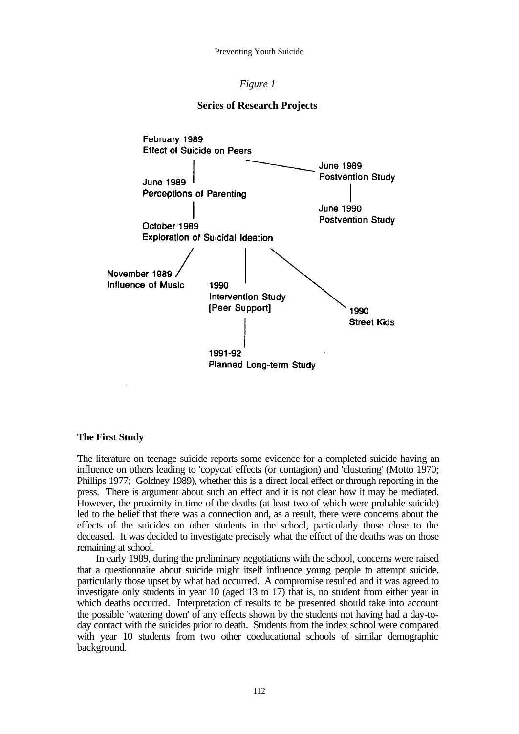*Figure 1*

**Series of Research Projects**

February 1989
Effect of Suicide on Peers

June 1989
Postvention Study

June 1989
Perceptions of Parenting

June 1990
Postvention Study

October 1989
Exploration of Suicidal Ideation

November 1989
Influence of Music

1990
Intervention Study
[Peer Support]

1990
Street Kids

1991-92
Planned Long-term Study

## The First Study

The literature on teenage suicide reports some evidence for a completed suicide having an influence on others leading to 'copycat' effects (or contagion) and 'clustering' (Motto 1970; Phillips 1977; Goldney 1989), whether this is a direct local effect or through reporting in the press. There is argument about such an effect and it is not clear how it may be mediated. However, the proximity in time of the deaths (at least two of which were probable suicide) led to the belief that there was a connection and, as a result, there were concerns about the effects of the suicides on other students in the school, particularly those close to the deceased. It was decided to investigate precisely what the effect of the deaths was on those remaining at school.

In early 1989, during the preliminary negotiations with the school, concerns were raised that a questionnaire about suicide might itself influence young people to attempt suicide, particularly those upset by what had occurred. A compromise resulted and it was agreed to investigate only students in year 10 (aged 13 to 17) that is, no student from either year in which deaths occurred. Interpretation of results to be presented should take into account the possible 'watering down' of any effects shown by the students not having had a day-to-day contact with the suicides prior to death. Students from the index school were compared with year 10 students from two other coeducational schools of similar demographic background.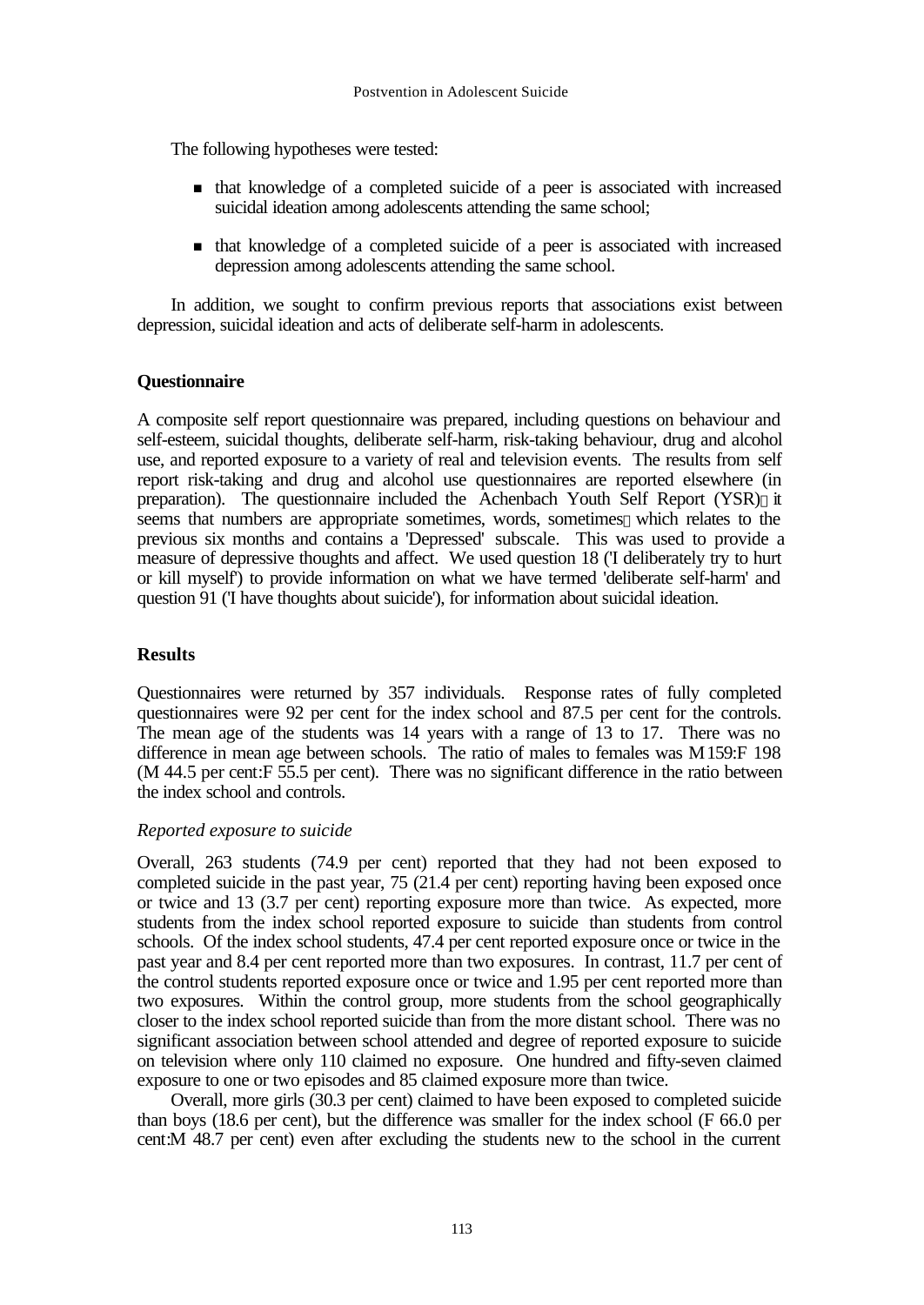The following hypotheses were tested:

- that knowledge of a completed suicide of a peer is associated with increased suicidal ideation among adolescents attending the same school;
- that knowledge of a completed suicide of a peer is associated with increased depression among adolescents attending the same school.

In addition, we sought to confirm previous reports that associations exist between depression, suicidal ideation and acts of deliberate self-harm in adolescents.

## Questionnaire

A composite self report questionnaire was prepared, including questions on behaviour and self-esteem, suicidal thoughts, deliberate self-harm, risk-taking behaviour, drug and alcohol use, and reported exposure to a variety of real and television events. The results from self report risk-taking and drug and alcohol use questionnaires are reported elsewhere (in preparation). The questionnaire included the Achenbach Youth Self Report (YSR) it seems that numbers are appropriate sometimes, words, sometimes which relates to the previous six months and contains a 'Depressed' subscale. This was used to provide a measure of depressive thoughts and affect. We used question 18 ('I deliberately try to hurt or kill myself') to provide information on what we have termed 'deliberate self-harm' and question 91 ('I have thoughts about suicide'), for information about suicidal ideation.

## Results

Questionnaires were returned by 357 individuals. Response rates of fully completed questionnaires were 92 per cent for the index school and 87.5 per cent for the controls. The mean age of the students was 14 years with a range of 13 to 17. There was no difference in mean age between schools. The ratio of males to females was M159:F 198 (M 44.5 per cent:F 55.5 per cent). There was no significant difference in the ratio between the index school and controls.

### *Reported exposure to suicide*

Overall, 263 students (74.9 per cent) reported that they had not been exposed to completed suicide in the past year, 75 (21.4 per cent) reporting having been exposed once or twice and 13 (3.7 per cent) reporting exposure more than twice. As expected, more students from the index school reported exposure to suicide than students from control schools. Of the index school students, 47.4 per cent reported exposure once or twice in the past year and 8.4 per cent reported more than two exposures. In contrast, 11.7 per cent of the control students reported exposure once or twice and 1.95 per cent reported more than two exposures. Within the control group, more students from the school geographically closer to the index school reported suicide than from the more distant school. There was no significant association between school attended and degree of reported exposure to suicide on television where only 110 claimed no exposure. One hundred and fifty-seven claimed exposure to one or two episodes and 85 claimed exposure more than twice.

Overall, more girls (30.3 per cent) claimed to have been exposed to completed suicide than boys (18.6 per cent), but the difference was smaller for the index school (F 66.0 per cent:M 48.7 per cent) even after excluding the students new to the school in the current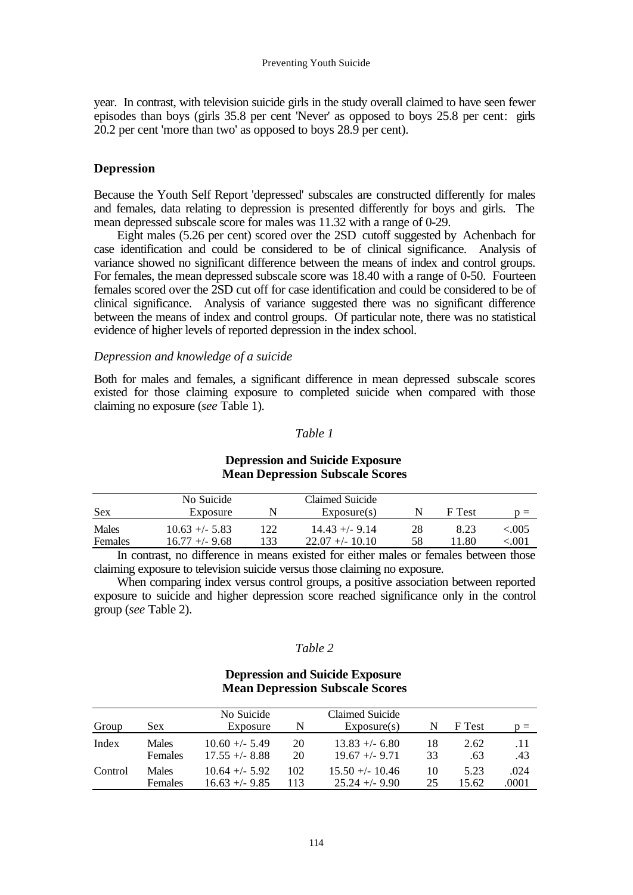year. In contrast, with television suicide girls in the study overall claimed to have seen fewer episodes than boys (girls 35.8 per cent 'Never' as opposed to boys 25.8 per cent: girls 20.2 per cent 'more than two' as opposed to boys 28.9 per cent).

## Depression

Because the Youth Self Report 'depressed' subscales are constructed differently for males and females, data relating to depression is presented differently for boys and girls. The mean depressed subscale score for males was 11.32 with a range of 0-29.

Eight males (5.26 per cent) scored over the 2SD cutoff suggested by Achenbach for case identification and could be considered to be of clinical significance. Analysis of variance showed no significant difference between the means of index and control groups. For females, the mean depressed subscale score was 18.40 with a range of 0-50. Fourteen females scored over the 2SD cut off for case identification and could be considered to be of clinical significance. Analysis of variance suggested there was no significant difference between the means of index and control groups. Of particular note, there was no statistical evidence of higher levels of reported depression in the index school.

### *Depression and knowledge of a suicide*

Both for males and females, a significant difference in mean depressed subscale scores existed for those claiming exposure to completed suicide when compared with those claiming no exposure (*see* Table 1).

*Table 1*

**Depression and Suicide Exposure**
**Mean Depression Subscale Scores**

| Sex | No Suicide Exposure | N | Claimed Suicide Exposure(s) | N | F Test | p = |
|---|---|---|---|---|---|---|
| Males | 10.63 +/- 5.83 | 122 | 14.43 +/- 9.14 | 28 | 8.23 | <.005 |
| Females | 16.77 +/- 9.68 | 133 | 22.07 +/- 10.10 | 58 | 11.80 | <.001 |

In contrast, no difference in means existed for either males or females between those claiming exposure to television suicide versus those claiming no exposure.

When comparing index versus control groups, a positive association between reported exposure to suicide and higher depression score reached significance only in the control group (*see* Table 2).

*Table 2*

**Depression and Suicide Exposure**
**Mean Depression Subscale Scores**

| Group | Sex | No Suicide Exposure | N | Claimed Suicide Exposure(s) | N | F Test | p = |
|---|---|---|---|---|---|---|---|
| Index | Males | 10.60 +/- 5.49 | 20 | 13.83 +/- 6.80 | 18 | 2.62 | .11 |
| | Females | 17.55 +/- 8.88 | 20 | 19.67 +/- 9.71 | 33 | .63 | .43 |
| Control | Males | 10.64 +/- 5.92 | 102 | 15.50 +/- 10.46 | 10 | 5.23 | .024 |
| | Females | 16.63 +/- 9.85 | 113 | 25.24 +/- 9.90 | 25 | 15.62 | .0001 |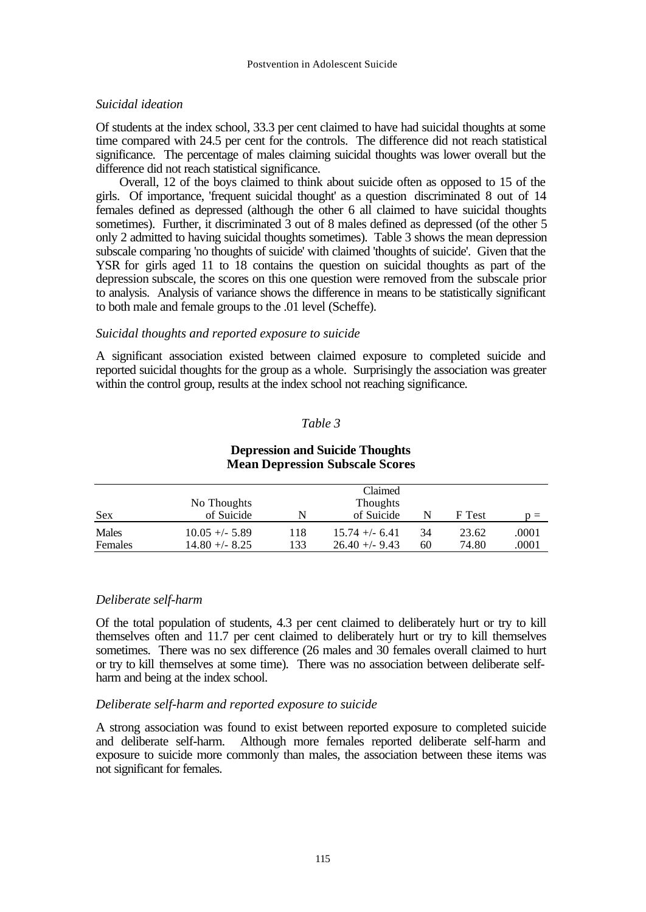### *Suicidal ideation*

Of students at the index school, 33.3 per cent claimed to have had suicidal thoughts at some time compared with 24.5 per cent for the controls. The difference did not reach statistical significance. The percentage of males claiming suicidal thoughts was lower overall but the difference did not reach statistical significance.

Overall, 12 of the boys claimed to think about suicide often as opposed to 15 of the girls. Of importance, 'frequent suicidal thought' as a question discriminated 8 out of 14 females defined as depressed (although the other 6 all claimed to have suicidal thoughts sometimes). Further, it discriminated 3 out of 8 males defined as depressed (of the other 5 only 2 admitted to having suicidal thoughts sometimes). Table 3 shows the mean depression subscale comparing 'no thoughts of suicide' with claimed 'thoughts of suicide'. Given that the YSR for girls aged 11 to 18 contains the question on suicidal thoughts as part of the depression subscale, the scores on this one question were removed from the subscale prior to analysis. Analysis of variance shows the difference in means to be statistically significant to both male and female groups to the .01 level (Scheffe).

### *Suicidal thoughts and reported exposure to suicide*

A significant association existed between claimed exposure to completed suicide and reported suicidal thoughts for the group as a whole. Surprisingly the association was greater within the control group, results at the index school not reaching significance.

*Table 3*

**Depression and Suicide Thoughts**
**Mean Depression Subscale Scores**

| Sex | No Thoughts of Suicide | N | Claimed Thoughts of Suicide | N | F Test | p = |
|---|---|---|---|---|---|---|
| Males | 10.05 +/- 5.89 | 118 | 15.74 +/- 6.41 | 34 | 23.62 | .0001 |
| Females | 14.80 +/- 8.25 | 133 | 26.40 +/- 9.43 | 60 | 74.80 | .0001 |

### *Deliberate self-harm*

Of the total population of students, 4.3 per cent claimed to deliberately hurt or try to kill themselves often and 11.7 per cent claimed to deliberately hurt or try to kill themselves sometimes. There was no sex difference (26 males and 30 females overall claimed to hurt or try to kill themselves at some time). There was no association between deliberate self-harm and being at the index school.

### *Deliberate self-harm and reported exposure to suicide*

A strong association was found to exist between reported exposure to completed suicide and deliberate self-harm. Although more females reported deliberate self-harm and exposure to suicide more commonly than males, the association between these items was not significant for females.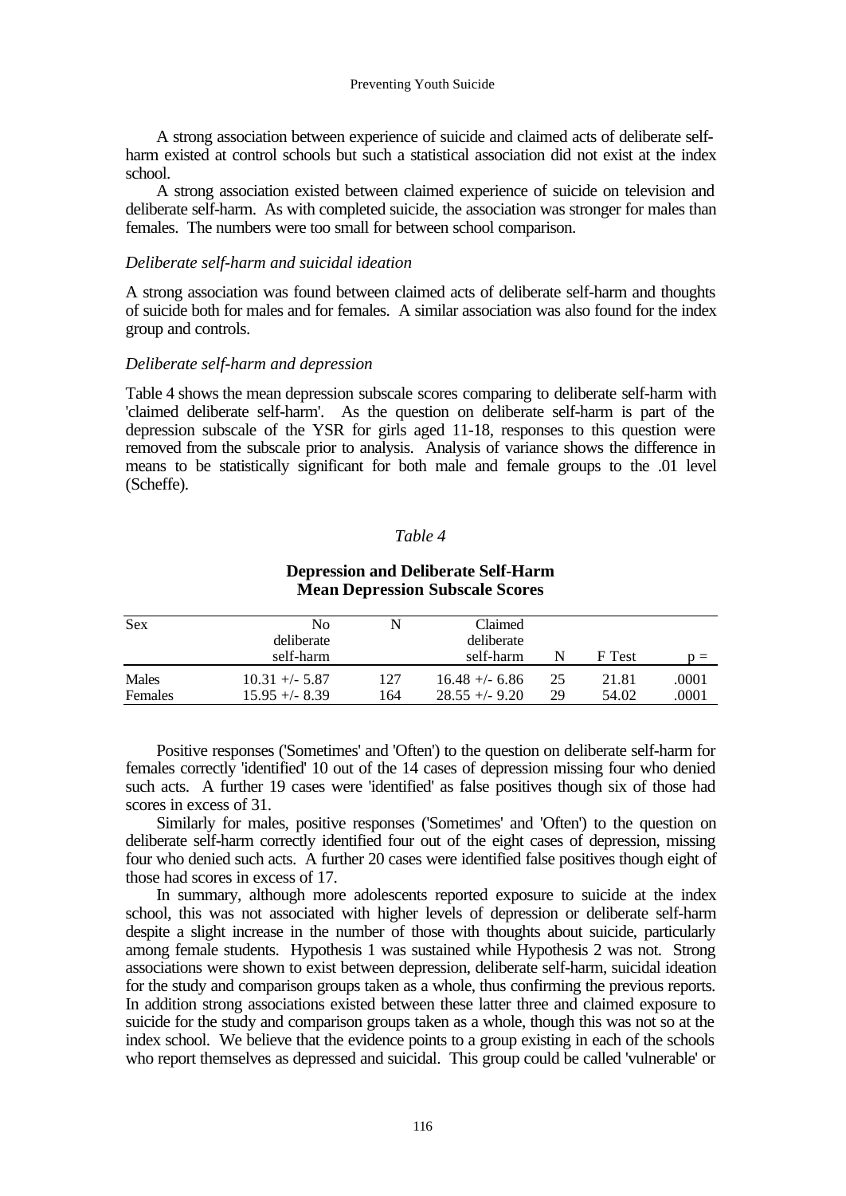A strong association between experience of suicide and claimed acts of deliberate self-harm existed at control schools but such a statistical association did not exist at the index school.

A strong association existed between claimed experience of suicide on television and deliberate self-harm. As with completed suicide, the association was stronger for males than females. The numbers were too small for between school comparison.

*Deliberate self-harm and suicidal ideation*

A strong association was found between claimed acts of deliberate self-harm and thoughts of suicide both for males and for females. A similar association was also found for the index group and controls.

*Deliberate self-harm and depression*

Table 4 shows the mean depression subscale scores comparing to deliberate self-harm with 'claimed deliberate self-harm'. As the question on deliberate self-harm is part of the depression subscale of the YSR for girls aged 11-18, responses to this question were removed from the subscale prior to analysis. Analysis of variance shows the difference in means to be statistically significant for both male and female groups to the .01 level (Scheffe).

*Table 4*

**Depression and Deliberate Self-Harm**
**Mean Depression Subscale Scores**

| Sex | No deliberate self-harm | N | Claimed deliberate self-harm | N | F Test | p = |
|---|---|---|---|---|---|---|
| Males | 10.31 +/- 5.87 | 127 | 16.48 +/- 6.86 | 25 | 21.81 | .0001 |
| Females | 15.95 +/- 8.39 | 164 | 28.55 +/- 9.20 | 29 | 54.02 | .0001 |

Positive responses ('Sometimes' and 'Often') to the question on deliberate self-harm for females correctly 'identified' 10 out of the 14 cases of depression missing four who denied such acts. A further 19 cases were 'identified' as false positives though six of those had scores in excess of 31.

Similarly for males, positive responses ('Sometimes' and 'Often') to the question on deliberate self-harm correctly identified four out of the eight cases of depression, missing four who denied such acts. A further 20 cases were identified false positives though eight of those had scores in excess of 17.

In summary, although more adolescents reported exposure to suicide at the index school, this was not associated with higher levels of depression or deliberate self-harm despite a slight increase in the number of those with thoughts about suicide, particularly among female students. Hypothesis 1 was sustained while Hypothesis 2 was not. Strong associations were shown to exist between depression, deliberate self-harm, suicidal ideation for the study and comparison groups taken as a whole, thus confirming the previous reports. In addition strong associations existed between these latter three and claimed exposure to suicide for the study and comparison groups taken as a whole, though this was not so at the index school. We believe that the evidence points to a group existing in each of the schools who report themselves as depressed and suicidal. This group could be called 'vulnerable' or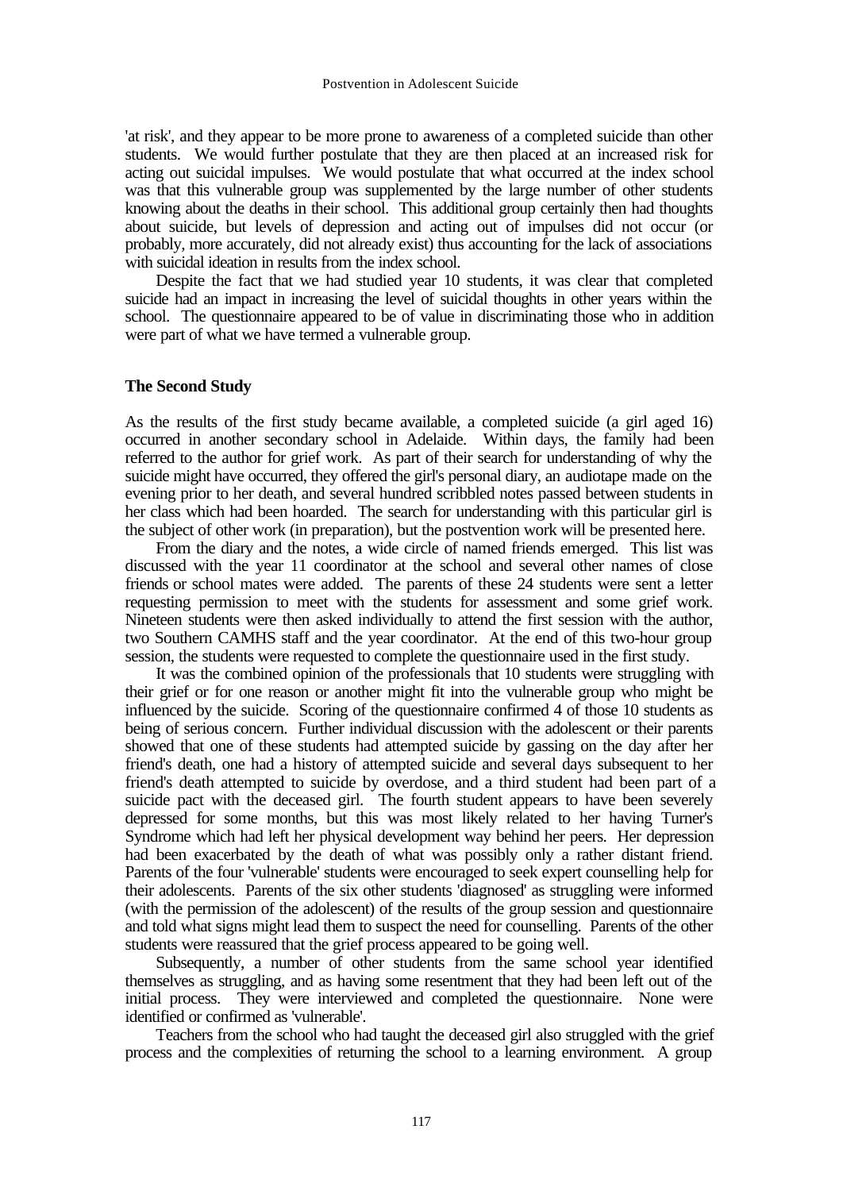'at risk', and they appear to be more prone to awareness of a completed suicide than other students. We would further postulate that they are then placed at an increased risk for acting out suicidal impulses. We would postulate that what occurred at the index school was that this vulnerable group was supplemented by the large number of other students knowing about the deaths in their school. This additional group certainly then had thoughts about suicide, but levels of depression and acting out of impulses did not occur (or probably, more accurately, did not already exist) thus accounting for the lack of associations with suicidal ideation in results from the index school.

Despite the fact that we had studied year 10 students, it was clear that completed suicide had an impact in increasing the level of suicidal thoughts in other years within the school. The questionnaire appeared to be of value in discriminating those who in addition were part of what we have termed a vulnerable group.

**The Second Study**

As the results of the first study became available, a completed suicide (a girl aged 16) occurred in another secondary school in Adelaide. Within days, the family had been referred to the author for grief work. As part of their search for understanding of why the suicide might have occurred, they offered the girl's personal diary, an audiotape made on the evening prior to her death, and several hundred scribbled notes passed between students in her class which had been hoarded. The search for understanding with this particular girl is the subject of other work (in preparation), but the postvention work will be presented here.

From the diary and the notes, a wide circle of named friends emerged. This list was discussed with the year 11 coordinator at the school and several other names of close friends or school mates were added. The parents of these 24 students were sent a letter requesting permission to meet with the students for assessment and some grief work. Nineteen students were then asked individually to attend the first session with the author, two Southern CAMHS staff and the year coordinator. At the end of this two-hour group session, the students were requested to complete the questionnaire used in the first study.

It was the combined opinion of the professionals that 10 students were struggling with their grief or for one reason or another might fit into the vulnerable group who might be influenced by the suicide. Scoring of the questionnaire confirmed 4 of those 10 students as being of serious concern. Further individual discussion with the adolescent or their parents showed that one of these students had attempted suicide by gassing on the day after her friend's death, one had a history of attempted suicide and several days subsequent to her friend's death attempted to suicide by overdose, and a third student had been part of a suicide pact with the deceased girl. The fourth student appears to have been severely depressed for some months, but this was most likely related to her having Turner's Syndrome which had left her physical development way behind her peers. Her depression had been exacerbated by the death of what was possibly only a rather distant friend. Parents of the four 'vulnerable' students were encouraged to seek expert counselling help for their adolescents. Parents of the six other students 'diagnosed' as struggling were informed (with the permission of the adolescent) of the results of the group session and questionnaire and told what signs might lead them to suspect the need for counselling. Parents of the other students were reassured that the grief process appeared to be going well.

Subsequently, a number of other students from the same school year identified themselves as struggling, and as having some resentment that they had been left out of the initial process. They were interviewed and completed the questionnaire. None were identified or confirmed as 'vulnerable'.

Teachers from the school who had taught the deceased girl also struggled with the grief process and the complexities of returning the school to a learning environment. A group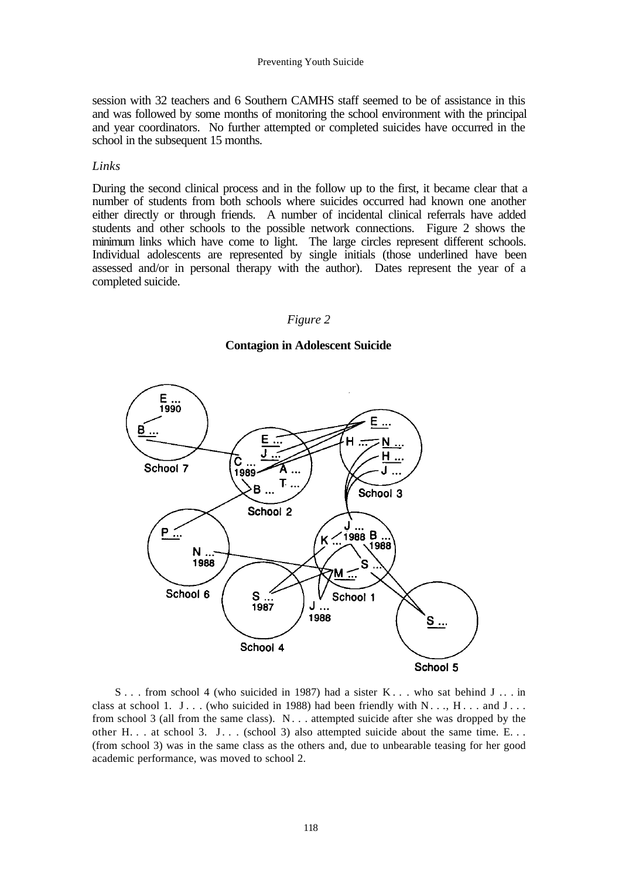session with 32 teachers and 6 Southern CAMHS staff seemed to be of assistance in this and was followed by some months of monitoring the school environment with the principal and year coordinators. No further attempted or completed suicides have occurred in the school in the subsequent 15 months.

*Links*

During the second clinical process and in the follow up to the first, it became clear that a number of students from both schools where suicides occurred had known one another either directly or through friends. A number of incidental clinical referrals have added students and other schools to the possible network connections. Figure 2 shows the minimum links which have come to light. The large circles represent different schools. Individual adolescents are represented by single initials (those underlined have been assessed and/or in personal therapy with the author). Dates represent the year of a completed suicide.

*Figure 2*

**Contagion in Adolescent Suicide**

S . . . from school 4 (who suicided in 1987) had a sister K . . . who sat behind J . . . in class at school 1. J . . . (who suicided in 1988) had been friendly with N . . ., H . . . and J . . . from school 3 (all from the same class). N . . . attempted suicide after she was dropped by the other H. . . at school 3. J . . . (school 3) also attempted suicide about the same time. E. . . (from school 3) was in the same class as the others and, due to unbearable teasing for her good academic performance, was moved to school 2.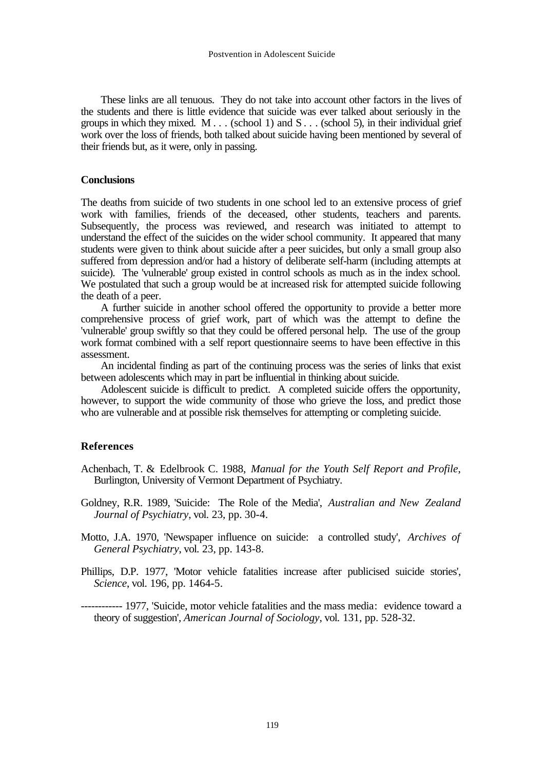These links are all tenuous. They do not take into account other factors in the lives of the students and there is little evidence that suicide was ever talked about seriously in the groups in which they mixed. M . . . (school 1) and S . . . (school 5), in their individual grief work over the loss of friends, both talked about suicide having been mentioned by several of their friends but, as it were, only in passing.

## Conclusions

The deaths from suicide of two students in one school led to an extensive process of grief work with families, friends of the deceased, other students, teachers and parents. Subsequently, the process was reviewed, and research was initiated to attempt to understand the effect of the suicides on the wider school community. It appeared that many students were given to think about suicide after a peer suicides, but only a small group also suffered from depression and/or had a history of deliberate self-harm (including attempts at suicide). The 'vulnerable' group existed in control schools as much as in the index school. We postulated that such a group would be at increased risk for attempted suicide following the death of a peer.

A further suicide in another school offered the opportunity to provide a better more comprehensive process of grief work, part of which was the attempt to define the 'vulnerable' group swiftly so that they could be offered personal help. The use of the group work format combined with a self report questionnaire seems to have been effective in this assessment.

An incidental finding as part of the continuing process was the series of links that exist between adolescents which may in part be influential in thinking about suicide.

Adolescent suicide is difficult to predict. A completed suicide offers the opportunity, however, to support the wide community of those who grieve the loss, and predict those who are vulnerable and at possible risk themselves for attempting or completing suicide.

## References

Achenbach, T. & Edelbrook C. 1988, *Manual for the Youth Self Report and Profile*, Burlington, University of Vermont Department of Psychiatry.

Goldney, R.R. 1989, 'Suicide: The Role of the Media', *Australian and New Zealand Journal of Psychiatry*, vol. 23, pp. 30-4.

Motto, J.A. 1970, 'Newspaper influence on suicide: a controlled study', *Archives of General Psychiatry*, vol. 23, pp. 143-8.

Phillips, D.P. 1977, 'Motor vehicle fatalities increase after publicised suicide stories', *Science*, vol. 196, pp. 1464-5.

------------ 1977, 'Suicide, motor vehicle fatalities and the mass media: evidence toward a theory of suggestion', *American Journal of Sociology*, vol. 131, pp. 528-32.